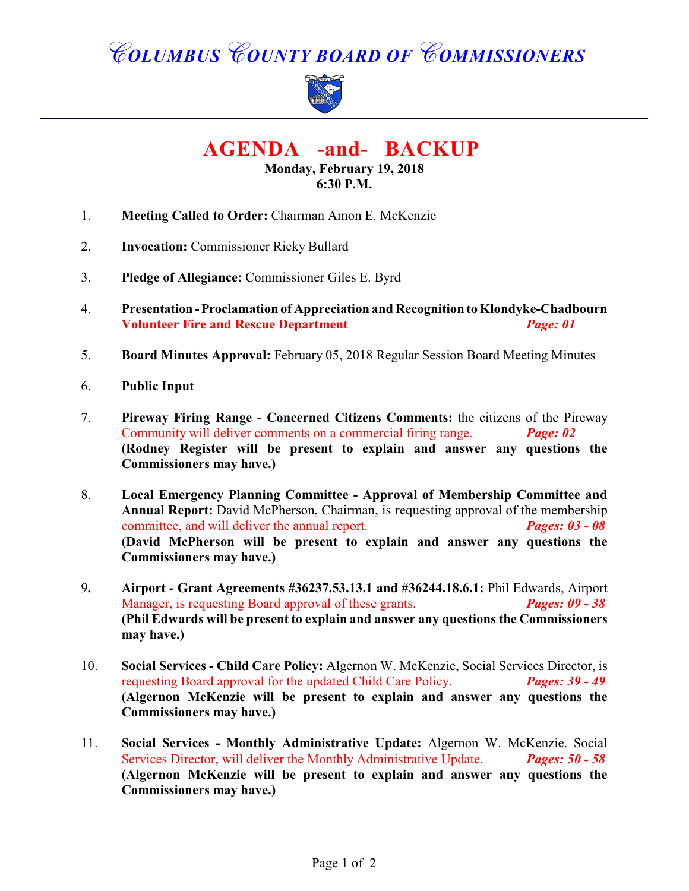# COLUMBUS COUNTY BOARD OF COMMISSIONERS

## AGENDA -and- BACKUP

**Monday, February 19, 2018**
**6:30 P.M.**

1. **Meeting Called to Order:** Chairman Amon E. McKenzie

2. **Invocation:** Commissioner Ricky Bullard

3. **Pledge of Allegiance:** Commissioner Giles E. Byrd

4. **Presentation - Proclamation of Appreciation and Recognition to Klondyke-Chadbourn Volunteer Fire and Rescue Department** ***Page: 01***

5. **Board Minutes Approval:** February 05, 2018 Regular Session Board Meeting Minutes

6. **Public Input**

7. **Pireway Firing Range - Concerned Citizens Comments:** the citizens of the Pireway Community will deliver comments on a commercial firing range. ***Page: 02***
   **(Rodney Register will be present to explain and answer any questions the Commissioners may have.)**

8. **Local Emergency Planning Committee - Approval of Membership Committee and Annual Report:** David McPherson, Chairman, is requesting approval of the membership committee, and will deliver the annual report. ***Pages: 03 - 08***
   **(David McPherson will be present to explain and answer any questions the Commissioners may have.)**

9. **Airport - Grant Agreements #36237.53.13.1 and #36244.18.6.1:** Phil Edwards, Airport Manager, is requesting Board approval of these grants. ***Pages: 09 - 38***
   **(Phil Edwards will be present to explain and answer any questions the Commissioners may have.)**

10. **Social Services - Child Care Policy:** Algernon W. McKenzie, Social Services Director, is requesting Board approval for the updated Child Care Policy. ***Pages: 39 - 49***
    **(Algernon McKenzie will be present to explain and answer any questions the Commissioners may have.)**

11. **Social Services - Monthly Administrative Update:** Algernon W. McKenzie. Social Services Director, will deliver the Monthly Administrative Update. ***Pages: 50 - 58***
    **(Algernon McKenzie will be present to explain and answer any questions the Commissioners may have.)**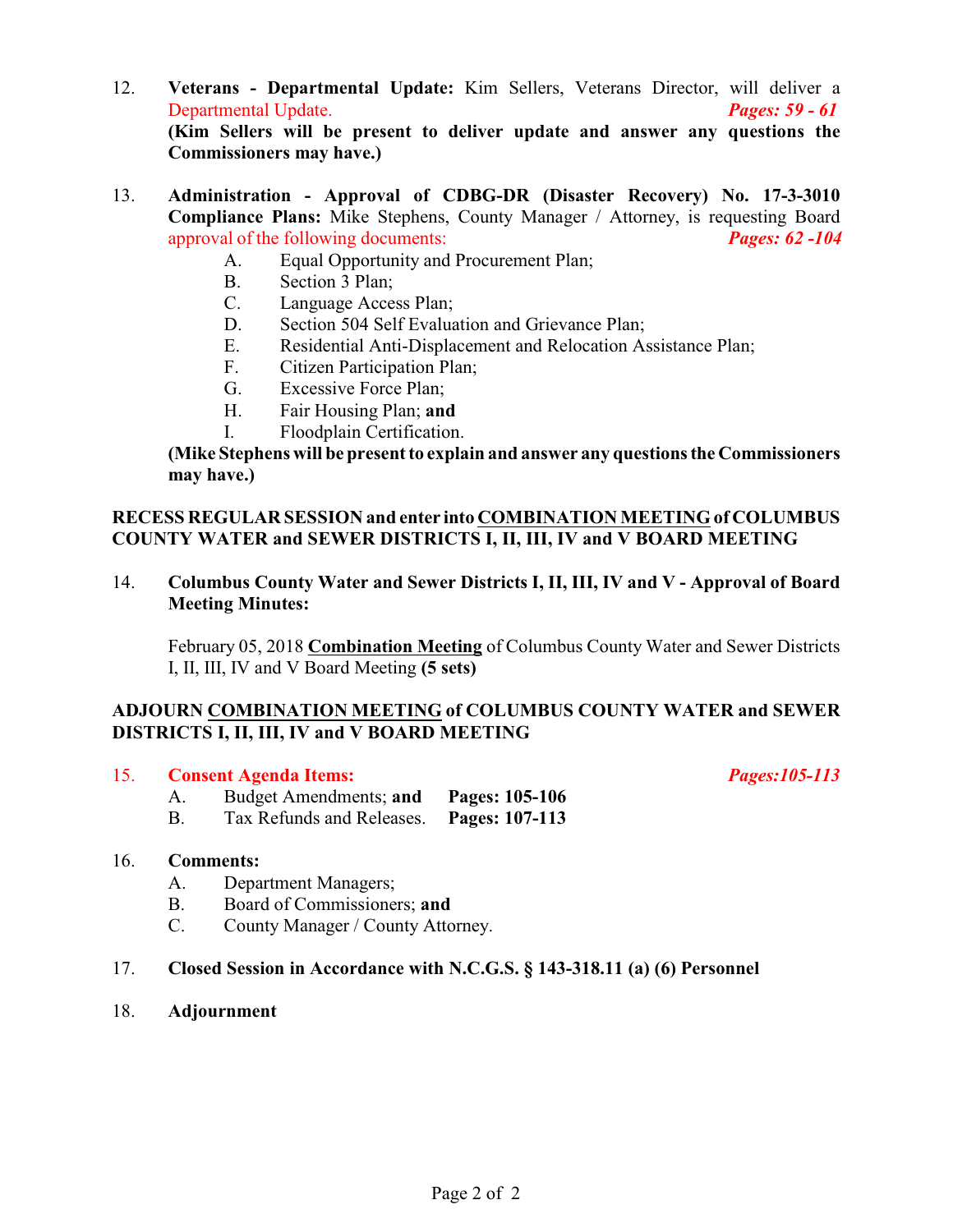12. **Veterans - Departmental Update:** Kim Sellers, Veterans Director, will deliver a Departmental Update. ***Pages: 59 - 61***
**(Kim Sellers will be present to deliver update and answer any questions the Commissioners may have.)**

13. **Administration - Approval of CDBG-DR (Disaster Recovery) No. 17-3-3010 Compliance Plans:** Mike Stephens, County Manager / Attorney, is requesting Board approval of the following documents: ***Pages: 62 -104***
    - A. Equal Opportunity and Procurement Plan;
    - B. Section 3 Plan;
    - C. Language Access Plan;
    - D. Section 504 Self Evaluation and Grievance Plan;
    - E. Residential Anti-Displacement and Relocation Assistance Plan;
    - F. Citizen Participation Plan;
    - G. Excessive Force Plan;
    - H. Fair Housing Plan; **and**
    - I. Floodplain Certification.

**(Mike Stephens will be present to explain and answer any questions the Commissioners may have.)**

**RECESS REGULAR SESSION and enter into COMBINATION MEETING of COLUMBUS COUNTY WATER and SEWER DISTRICTS I, II, III, IV and V BOARD MEETING**

14. **Columbus County Water and Sewer Districts I, II, III, IV and V - Approval of Board Meeting Minutes:**

February 05, 2018 **Combination Meeting** of Columbus County Water and Sewer Districts I, II, III, IV and V Board Meeting **(5 sets)**

**ADJOURN COMBINATION MEETING of COLUMBUS COUNTY WATER and SEWER DISTRICTS I, II, III, IV and V BOARD MEETING**

15. **Consent Agenda Items:** ***Pages:105-113***
    - A. Budget Amendments; **and** **Pages: 105-106**
    - B. Tax Refunds and Releases. **Pages: 107-113**

16. **Comments:**
    - A. Department Managers;
    - B. Board of Commissioners; **and**
    - C. County Manager / County Attorney.

17. **Closed Session in Accordance with N.C.G.S. § 143-318.11 (a) (6) Personnel**

18. **Adjournment**